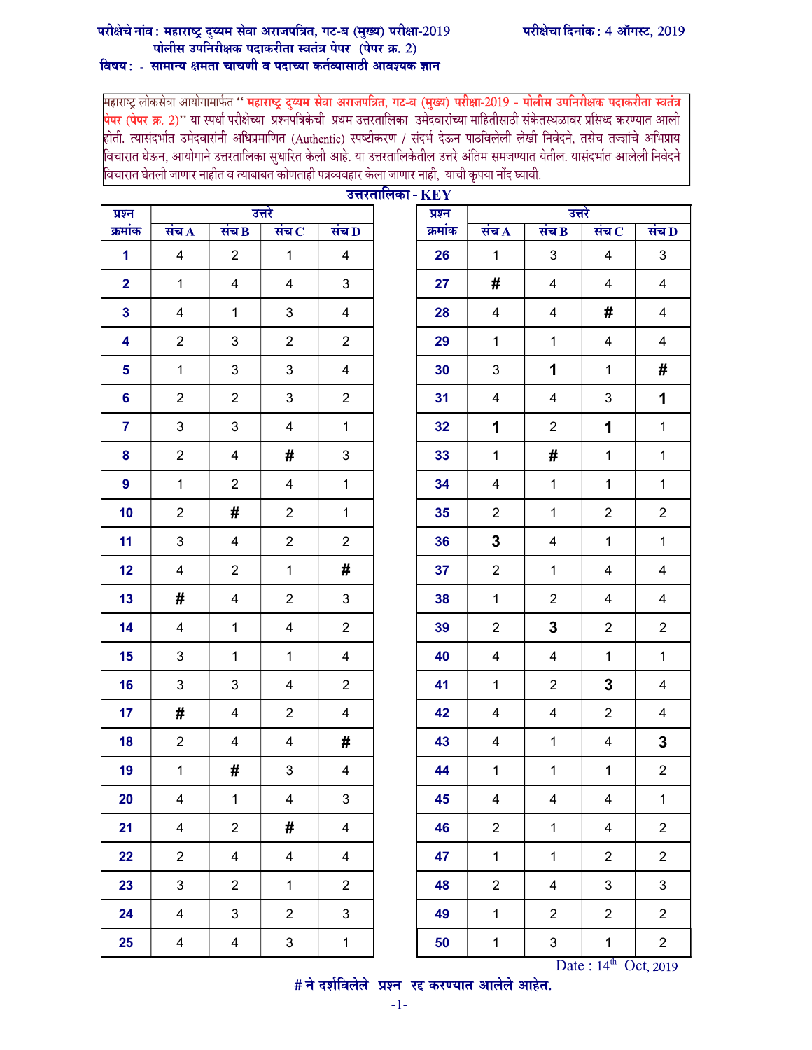परीक्षेचे नांव : महाराष्ट्र दुय्यम सेवा अराजपत्रित, गट-ब (मुख्य) परीक्षा-2019 पोलीस उपनिरीक्षक पदाकरीता स्वतंत्र पेपर (पेपर क्र. 2)

परीक्षेचा दिनांक : 4 ऑगस्ट, 2019

विषय : - सामान्य क्षमता चाचणी व पदाच्या कर्तव्यासाठी आवश्यक ज्ञान

महाराष्ट्र लोकसेवा आयोगामार्फत " **महाराष्ट्र दुय्यम सेवा अराजपत्रित, गट-ब (मुख्य) परीक्षा-2019 - पोलीस उपनिरीक्षक पदाकरीता स्वतंत्र पेपर (पेपर क्र. 2)**" या स्पर्धा परीक्षेच्या प्रश्नपत्रिकेची प्रथम उत्तरतालिका उमेदवारांच्या माहितीसाठी संकेतस्थळावर प्रसिध्द करण्यात आली होती. त्यासंदर्भात उमेदवारांनी अधिप्रमाणित (Authentic) स्पष्टीकरण / संदर्भ देऊन पाठविलेली लेखी निवेदने, तसेच तज्ज्ञांचे अभिप्राय विचारात घेऊन, आयोगाने उत्तरतालिका सुधारित केली आहे. या उत्तरतालिकेतील उत्तरे अंतिम समजण्यात येतील. यासंदर्भात आलेली निवेदने विचारात घेतली जाणार नाहीत व त्याबाबत कोणताही पत्रव्यवहार केला जाणार नाही, याची कृपया नोंद घ्यावी.

## उत्तरतालिका - KEY

| प्रश्न क्रमांक | उत्तरे संच A | संच B | संच C | संच D |
|---|---|---|---|---|
| 1 | 4 | 2 | 1 | 4 |
| 2 | 1 | 4 | 4 | 3 |
| 3 | 4 | 1 | 3 | 4 |
| 4 | 2 | 3 | 2 | 2 |
| 5 | 1 | 3 | 3 | 4 |
| 6 | 2 | 2 | 3 | 2 |
| 7 | 3 | 3 | 4 | 1 |
| 8 | 2 | 4 | # | 3 |
| 9 | 1 | 2 | 4 | 1 |
| 10 | 2 | # | 2 | 1 |
| 11 | 3 | 4 | 2 | 2 |
| 12 | 4 | 2 | 1 | # |
| 13 | # | 4 | 2 | 3 |
| 14 | 4 | 1 | 4 | 2 |
| 15 | 3 | 1 | 1 | 4 |
| 16 | 3 | 3 | 4 | 2 |
| 17 | # | 4 | 2 | 4 |
| 18 | 2 | 4 | 4 | # |
| 19 | 1 | # | 3 | 4 |
| 20 | 4 | 1 | 4 | 3 |
| 21 | 4 | 2 | # | 4 |
| 22 | 2 | 4 | 4 | 4 |
| 23 | 3 | 2 | 1 | 2 |
| 24 | 4 | 3 | 2 | 3 |
| 25 | 4 | 4 | 3 | 1 |
| 26 | 1 | 3 | 4 | 3 |
| 27 | # | 4 | 4 | 4 |
| 28 | 4 | 4 | # | 4 |
| 29 | 1 | 1 | 4 | 4 |
| 30 | 3 | **1** | 1 | # |
| 31 | 4 | 4 | 3 | **1** |
| 32 | **1** | 2 | **1** | 1 |
| 33 | 1 | # | 1 | 1 |
| 34 | 4 | 1 | 1 | 1 |
| 35 | 2 | 1 | 2 | 2 |
| 36 | **3** | 4 | 1 | 1 |
| 37 | 2 | 1 | 4 | 4 |
| 38 | 1 | 2 | 4 | 4 |
| 39 | 2 | **3** | 2 | 2 |
| 40 | 4 | 4 | 1 | 1 |
| 41 | 1 | 2 | **3** | 4 |
| 42 | 4 | 4 | 2 | 4 |
| 43 | 4 | 1 | 4 | **3** |
| 44 | 1 | 1 | 1 | 2 |
| 45 | 4 | 4 | 4 | 1 |
| 46 | 2 | 1 | 4 | 2 |
| 47 | 1 | 1 | 2 | 2 |
| 48 | 2 | 4 | 3 | 3 |
| 49 | 1 | 2 | 2 | 2 |
| 50 | 1 | 3 | 1 | 2 |

Date : 14th Oct, 2019

**# ने दर्शविलेले प्रश्न रद्द करण्यात आलेले आहेत.**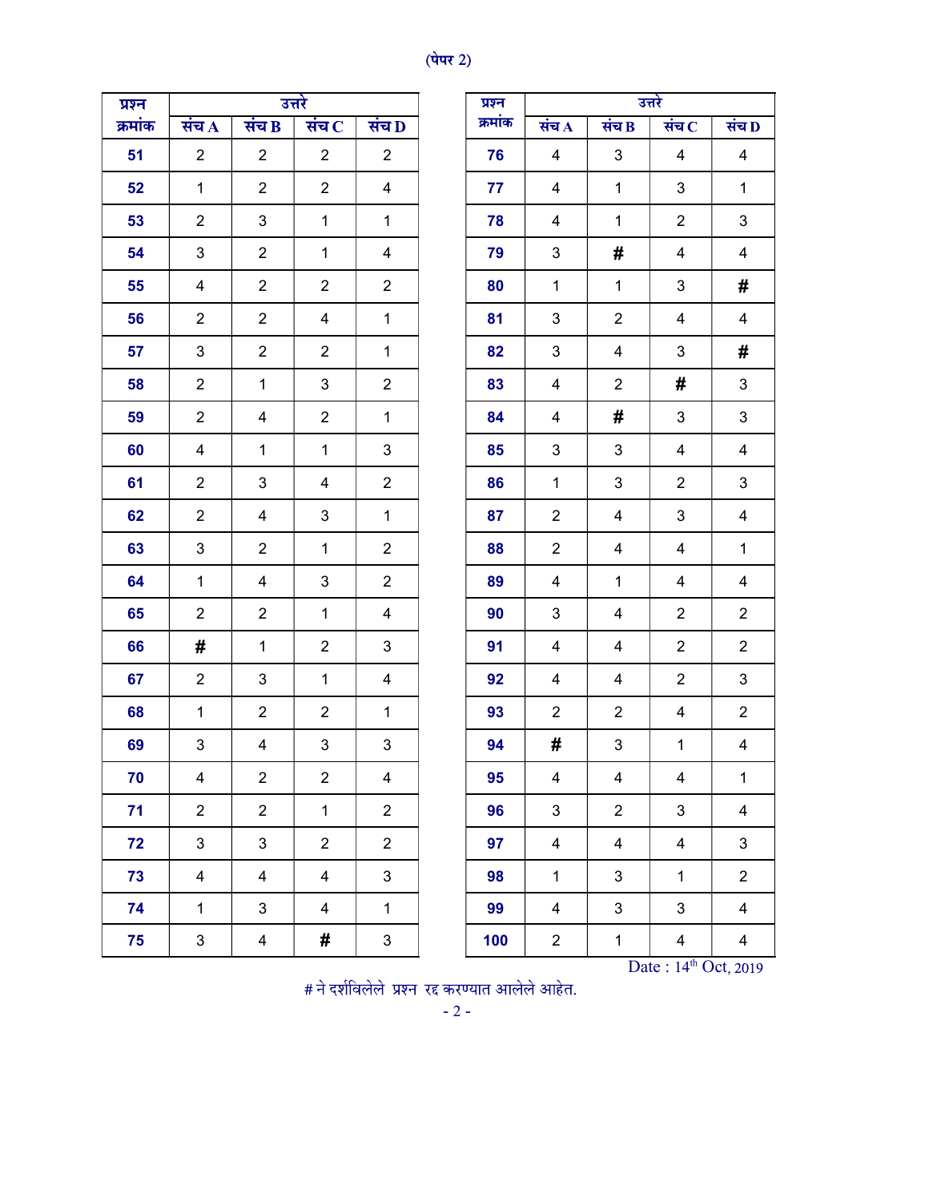(पेपर 2)

| प्रश्न क्रमांक | उत्तरे | | | |
|---|---|---|---|---|
| | संच A | संच B | संच C | संच D |
| 51 | 2 | 2 | 2 | 2 |
| 52 | 1 | 2 | 2 | 4 |
| 53 | 2 | 3 | 1 | 1 |
| 54 | 3 | 2 | 1 | 4 |
| 55 | 4 | 2 | 2 | 2 |
| 56 | 2 | 2 | 4 | 1 |
| 57 | 3 | 2 | 2 | 1 |
| 58 | 2 | 1 | 3 | 2 |
| 59 | 2 | 4 | 2 | 1 |
| 60 | 4 | 1 | 1 | 3 |
| 61 | 2 | 3 | 4 | 2 |
| 62 | 2 | 4 | 3 | 1 |
| 63 | 3 | 2 | 1 | 2 |
| 64 | 1 | 4 | 3 | 2 |
| 65 | 2 | 2 | 1 | 4 |
| 66 | # | 1 | 2 | 3 |
| 67 | 2 | 3 | 1 | 4 |
| 68 | 1 | 2 | 2 | 1 |
| 69 | 3 | 4 | 3 | 3 |
| 70 | 4 | 2 | 2 | 4 |
| 71 | 2 | 2 | 1 | 2 |
| 72 | 3 | 3 | 2 | 2 |
| 73 | 4 | 4 | 4 | 3 |
| 74 | 1 | 3 | 4 | 1 |
| 75 | 3 | 4 | # | 3 |

| प्रश्न क्रमांक | उत्तरे | | | |
|---|---|---|---|---|
| | संच A | संच B | संच C | संच D |
| 76 | 4 | 3 | 4 | 4 |
| 77 | 4 | 1 | 3 | 1 |
| 78 | 4 | 1 | 2 | 3 |
| 79 | 3 | # | 4 | 4 |
| 80 | 1 | 1 | 3 | # |
| 81 | 3 | 2 | 4 | 4 |
| 82 | 3 | 4 | 3 | # |
| 83 | 4 | 2 | # | 3 |
| 84 | 4 | # | 3 | 3 |
| 85 | 3 | 3 | 4 | 4 |
| 86 | 1 | 3 | 2 | 3 |
| 87 | 2 | 4 | 3 | 4 |
| 88 | 2 | 4 | 4 | 1 |
| 89 | 4 | 1 | 4 | 4 |
| 90 | 3 | 4 | 2 | 2 |
| 91 | 4 | 4 | 2 | 2 |
| 92 | 4 | 4 | 2 | 3 |
| 93 | 2 | 2 | 4 | 2 |
| 94 | # | 3 | 1 | 4 |
| 95 | 4 | 4 | 4 | 1 |
| 96 | 3 | 2 | 3 | 4 |
| 97 | 4 | 4 | 4 | 3 |
| 98 | 1 | 3 | 1 | 2 |
| 99 | 4 | 3 | 3 | 4 |
| 100 | 2 | 1 | 4 | 4 |

Date : 14th Oct, 2019

# ने दर्शविलेले प्रश्न रद्द करण्यात आलेले आहेत.